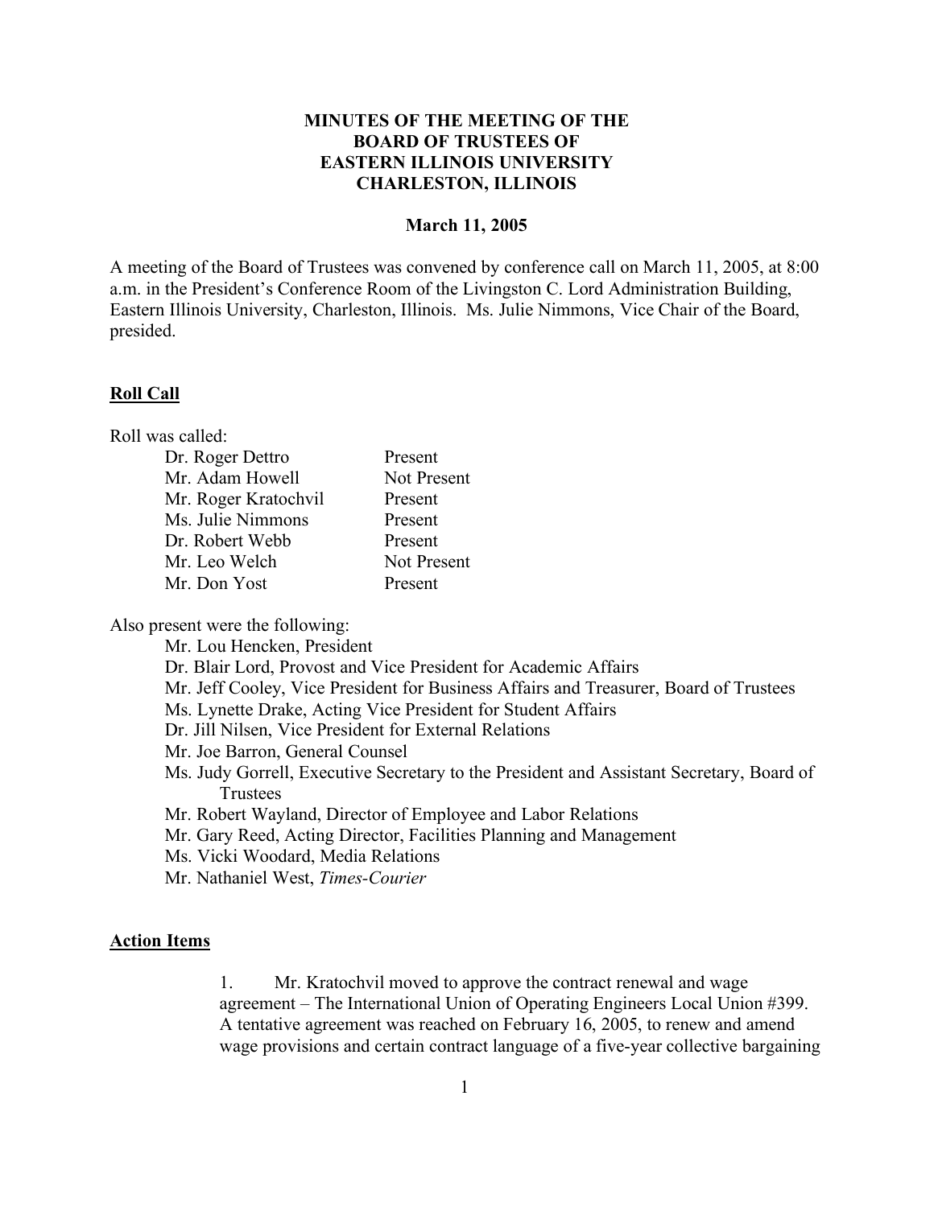# MINUTES OF THE MEETING OF THE BOARD OF TRUSTEES OF EASTERN ILLINOIS UNIVERSITY CHARLESTON, ILLINOIS

**March 11, 2005**

A meeting of the Board of Trustees was convened by conference call on March 11, 2005, at 8:00 a.m. in the President's Conference Room of the Livingston C. Lord Administration Building, Eastern Illinois University, Charleston, Illinois. Ms. Julie Nimmons, Vice Chair of the Board, presided.

## Roll Call

Roll was called:

| | |
|---|---|
| Dr. Roger Dettro | Present |
| Mr. Adam Howell | Not Present |
| Mr. Roger Kratochvil | Present |
| Ms. Julie Nimmons | Present |
| Dr. Robert Webb | Present |
| Mr. Leo Welch | Not Present |
| Mr. Don Yost | Present |

Also present were the following:

- Mr. Lou Hencken, President
- Dr. Blair Lord, Provost and Vice President for Academic Affairs
- Mr. Jeff Cooley, Vice President for Business Affairs and Treasurer, Board of Trustees
- Ms. Lynette Drake, Acting Vice President for Student Affairs
- Dr. Jill Nilsen, Vice President for External Relations
- Mr. Joe Barron, General Counsel
- Ms. Judy Gorrell, Executive Secretary to the President and Assistant Secretary, Board of Trustees
- Mr. Robert Wayland, Director of Employee and Labor Relations
- Mr. Gary Reed, Acting Director, Facilities Planning and Management
- Ms. Vicki Woodard, Media Relations
- Mr. Nathaniel West, *Times-Courier*

## Action Items

1. Mr. Kratochvil moved to approve the contract renewal and wage agreement – The International Union of Operating Engineers Local Union #399. A tentative agreement was reached on February 16, 2005, to renew and amend wage provisions and certain contract language of a five-year collective bargaining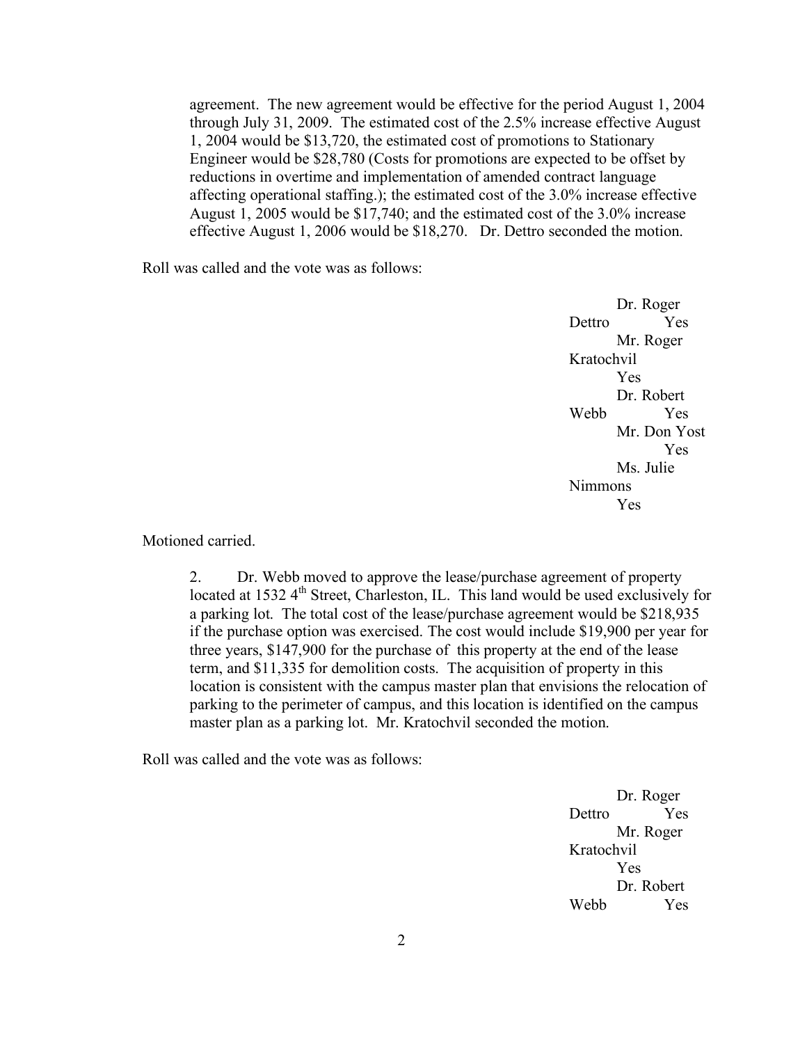agreement. The new agreement would be effective for the period August 1, 2004 through July 31, 2009. The estimated cost of the 2.5% increase effective August 1, 2004 would be $13,720, the estimated cost of promotions to Stationary Engineer would be $28,780 (Costs for promotions are expected to be offset by reductions in overtime and implementation of amended contract language affecting operational staffing.); the estimated cost of the 3.0% increase effective August 1, 2005 would be $17,740; and the estimated cost of the 3.0% increase effective August 1, 2006 would be $18,270. Dr. Dettro seconded the motion.

Roll was called and the vote was as follows:

| | |
|---|---|
| Dr. Roger Dettro | Yes |
| Mr. Roger Kratochvil | Yes |
| Dr. Robert Webb | Yes |
| Mr. Don Yost | Yes |
| Ms. Julie Nimmons | Yes |

Motioned carried.

2. Dr. Webb moved to approve the lease/purchase agreement of property located at 1532 4th Street, Charleston, IL. This land would be used exclusively for a parking lot. The total cost of the lease/purchase agreement would be $218,935 if the purchase option was exercised. The cost would include $19,900 per year for three years, $147,900 for the purchase of this property at the end of the lease term, and $11,335 for demolition costs. The acquisition of property in this location is consistent with the campus master plan that envisions the relocation of parking to the perimeter of campus, and this location is identified on the campus master plan as a parking lot. Mr. Kratochvil seconded the motion.

Roll was called and the vote was as follows:

| | |
|---|---|
| Dr. Roger Dettro | Yes |
| Mr. Roger Kratochvil | Yes |
| Dr. Robert Webb | Yes |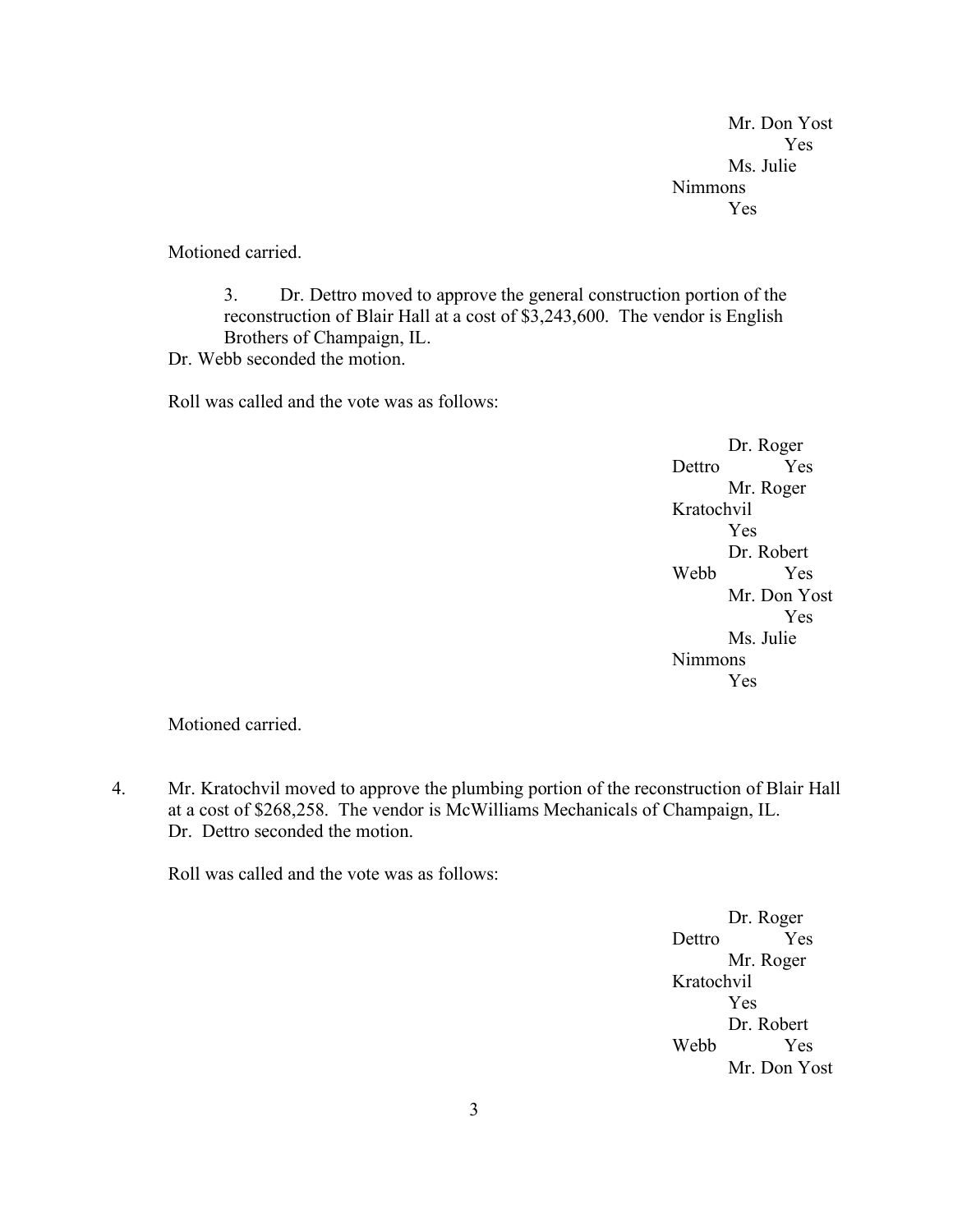Mr. Don Yost Yes
Ms. Julie Nimmons Yes

Motioned carried.

3. Dr. Dettro moved to approve the general construction portion of the reconstruction of Blair Hall at a cost of $3,243,600. The vendor is English Brothers of Champaign, IL.

Dr. Webb seconded the motion.

Roll was called and the vote was as follows:

Dr. Roger Dettro Yes
Mr. Roger Kratochvil Yes
Dr. Robert Webb Yes
Mr. Don Yost Yes
Ms. Julie Nimmons Yes

Motioned carried.

4. Mr. Kratochvil moved to approve the plumbing portion of the reconstruction of Blair Hall at a cost of $268,258. The vendor is McWilliams Mechanicals of Champaign, IL. Dr. Dettro seconded the motion.

Roll was called and the vote was as follows:

Dr. Roger Dettro Yes
Mr. Roger Kratochvil Yes
Dr. Robert Webb Yes
Mr. Don Yost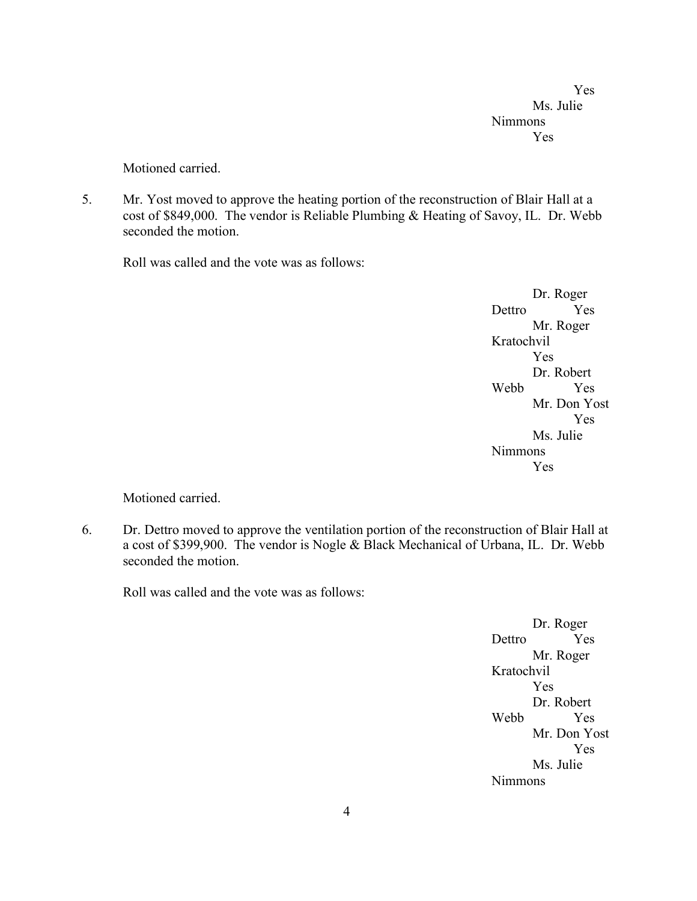Yes

Ms. Julie Nimmons Yes

Motioned carried.

5. Mr. Yost moved to approve the heating portion of the reconstruction of Blair Hall at a cost of $849,000. The vendor is Reliable Plumbing & Heating of Savoy, IL. Dr. Webb seconded the motion.

   Roll was called and the vote was as follows:

   Dr. Roger Dettro Yes
   Mr. Roger Kratochvil Yes
   Dr. Robert Webb Yes
   Mr. Don Yost Yes
   Ms. Julie Nimmons Yes

   Motioned carried.

6. Dr. Dettro moved to approve the ventilation portion of the reconstruction of Blair Hall at a cost of $399,900. The vendor is Nogle & Black Mechanical of Urbana, IL. Dr. Webb seconded the motion.

   Roll was called and the vote was as follows:

   Dr. Roger Dettro Yes
   Mr. Roger Kratochvil Yes
   Dr. Robert Webb Yes
   Mr. Don Yost Yes
   Ms. Julie Nimmons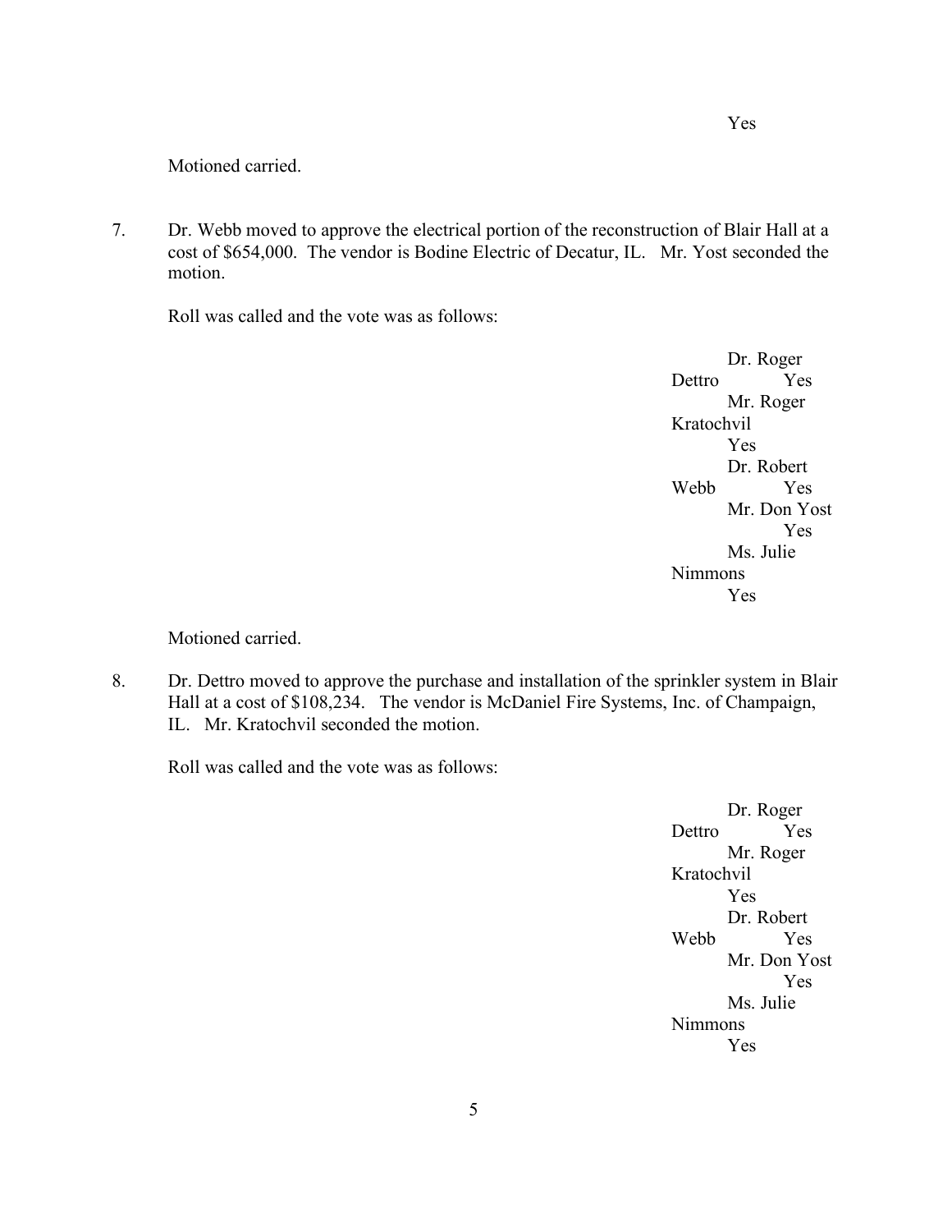Yes

Motioned carried.

7. Dr. Webb moved to approve the electrical portion of the reconstruction of Blair Hall at a cost of $654,000. The vendor is Bodine Electric of Decatur, IL. Mr. Yost seconded the motion.

   Roll was called and the vote was as follows:

| | |
|---|---|
| Dr. Roger Dettro | Yes |
| Mr. Roger Kratochvil | Yes |
| Dr. Robert Webb | Yes |
| Mr. Don Yost | Yes |
| Ms. Julie Nimmons | Yes |

   Motioned carried.

8. Dr. Dettro moved to approve the purchase and installation of the sprinkler system in Blair Hall at a cost of $108,234. The vendor is McDaniel Fire Systems, Inc. of Champaign, IL. Mr. Kratochvil seconded the motion.

   Roll was called and the vote was as follows:

| | |
|---|---|
| Dr. Roger Dettro | Yes |
| Mr. Roger Kratochvil | Yes |
| Dr. Robert Webb | Yes |
| Mr. Don Yost | Yes |
| Ms. Julie Nimmons | Yes |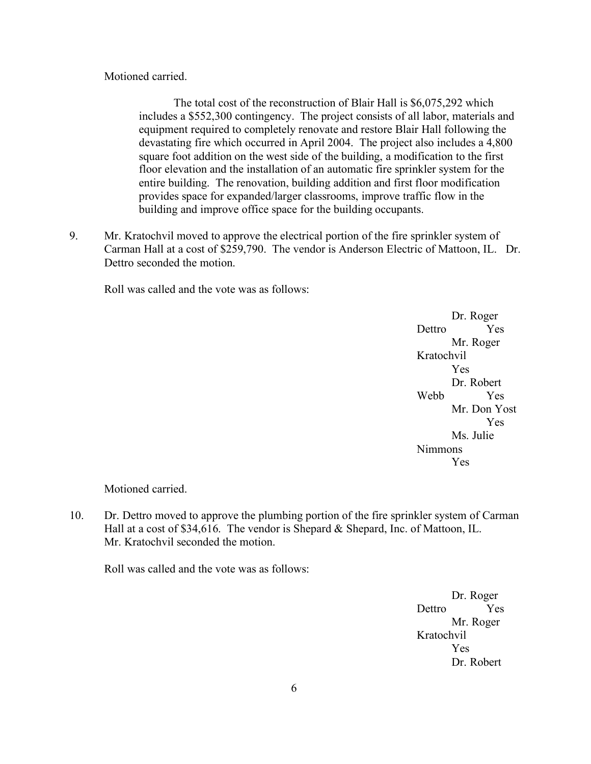Motioned carried.

> The total cost of the reconstruction of Blair Hall is $6,075,292 which includes a $552,300 contingency. The project consists of all labor, materials and equipment required to completely renovate and restore Blair Hall following the devastating fire which occurred in April 2004. The project also includes a 4,800 square foot addition on the west side of the building, a modification to the first floor elevation and the installation of an automatic fire sprinkler system for the entire building. The renovation, building addition and first floor modification provides space for expanded/larger classrooms, improve traffic flow in the building and improve office space for the building occupants.

9. Mr. Kratochvil moved to approve the electrical portion of the fire sprinkler system of Carman Hall at a cost of $259,790. The vendor is Anderson Electric of Mattoon, IL. Dr. Dettro seconded the motion.

   Roll was called and the vote was as follows:

   | | |
   |---|---|
   | Dr. Roger Dettro | Yes |
   | Mr. Roger Kratochvil | Yes |
   | Dr. Robert Webb | Yes |
   | Mr. Don Yost | Yes |
   | Ms. Julie Nimmons | Yes |

   Motioned carried.

10. Dr. Dettro moved to approve the plumbing portion of the fire sprinkler system of Carman Hall at a cost of $34,616. The vendor is Shepard & Shepard, Inc. of Mattoon, IL. Mr. Kratochvil seconded the motion.

    Roll was called and the vote was as follows:

    | | |
    |---|---|
    | Dr. Roger Dettro | Yes |
    | Mr. Roger Kratochvil | Yes |
    | Dr. Robert | |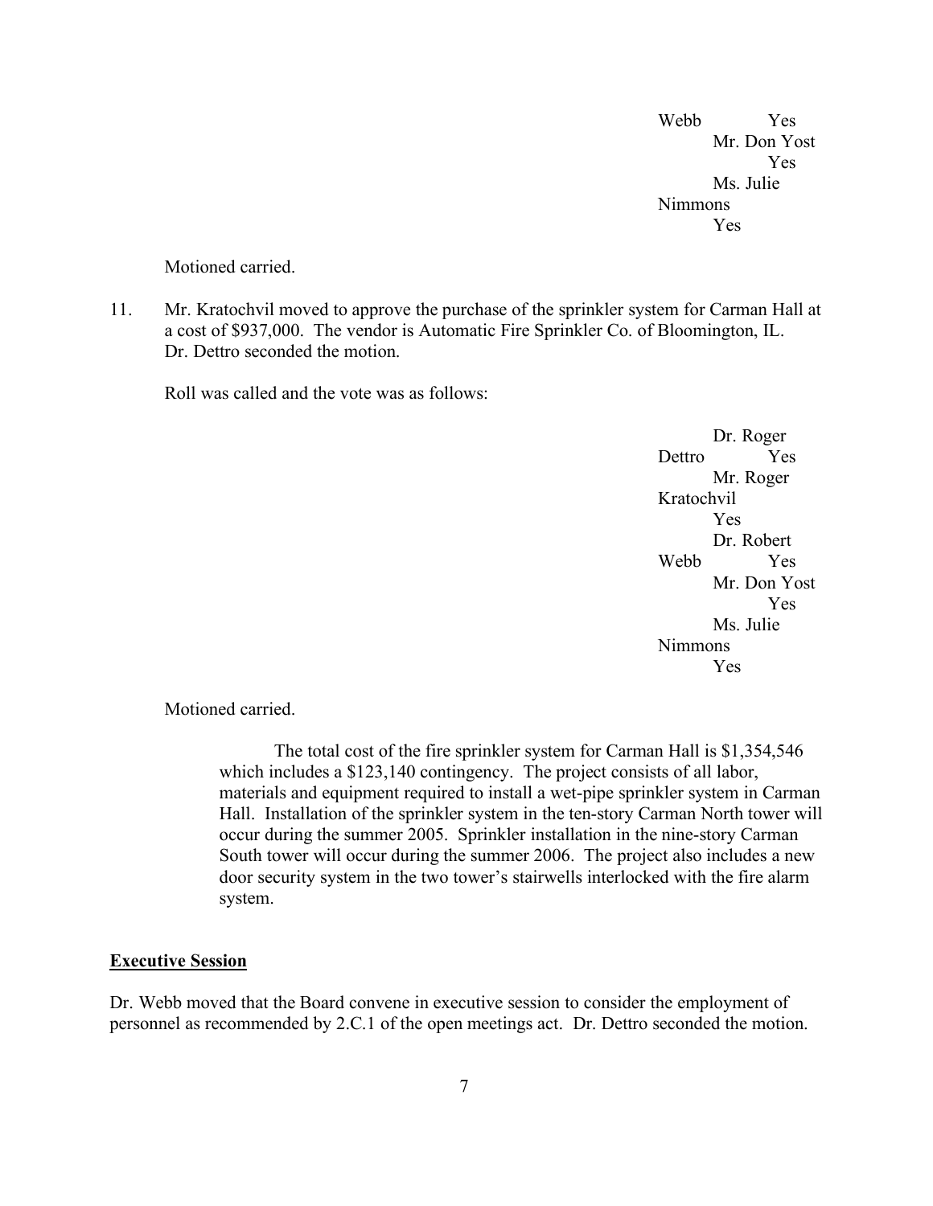Webb Yes
Mr. Don Yost Yes
Ms. Julie Nimmons Yes

Motioned carried.

11. Mr. Kratochvil moved to approve the purchase of the sprinkler system for Carman Hall at a cost of $937,000. The vendor is Automatic Fire Sprinkler Co. of Bloomington, IL. Dr. Dettro seconded the motion.

    Roll was called and the vote was as follows:

    Dr. Roger Dettro Yes
    Mr. Roger Kratochvil Yes
    Dr. Robert Webb Yes
    Mr. Don Yost Yes
    Ms. Julie Nimmons Yes

    Motioned carried.

    The total cost of the fire sprinkler system for Carman Hall is $1,354,546 which includes a $123,140 contingency. The project consists of all labor, materials and equipment required to install a wet-pipe sprinkler system in Carman Hall. Installation of the sprinkler system in the ten-story Carman North tower will occur during the summer 2005. Sprinkler installation in the nine-story Carman South tower will occur during the summer 2006. The project also includes a new door security system in the two tower's stairwells interlocked with the fire alarm system.

## Executive Session

Dr. Webb moved that the Board convene in executive session to consider the employment of personnel as recommended by 2.C.1 of the open meetings act. Dr. Dettro seconded the motion.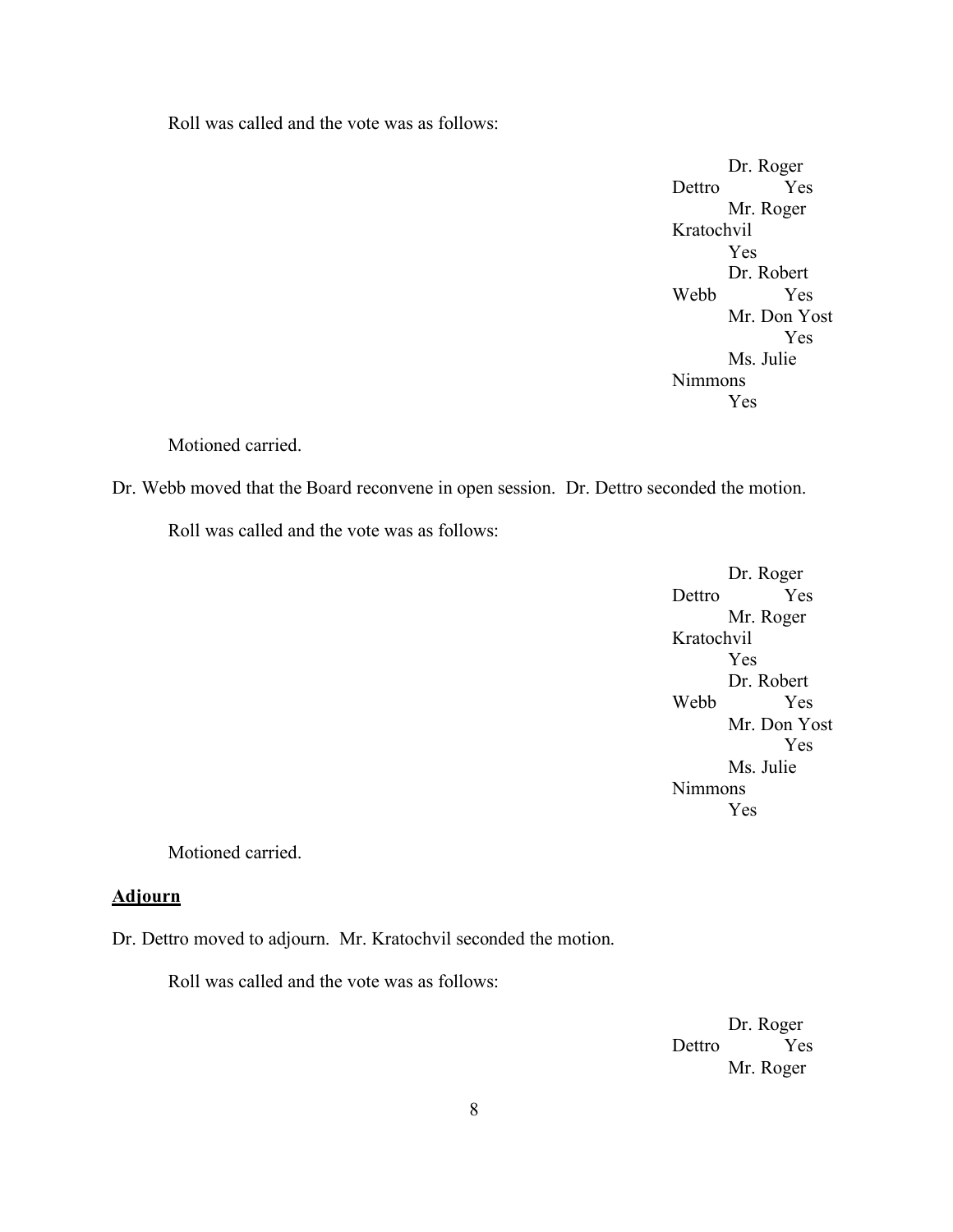Roll was called and the vote was as follows:

| | |
|---|---|
| Dr. Roger Dettro | Yes |
| Mr. Roger Kratochvil | Yes |
| Dr. Robert Webb | Yes |
| Mr. Don Yost | Yes |
| Ms. Julie Nimmons | Yes |

Motioned carried.

Dr. Webb moved that the Board reconvene in open session. Dr. Dettro seconded the motion.

Roll was called and the vote was as follows:

| | |
|---|---|
| Dr. Roger Dettro | Yes |
| Mr. Roger Kratochvil | Yes |
| Dr. Robert Webb | Yes |
| Mr. Don Yost | Yes |
| Ms. Julie Nimmons | Yes |

Motioned carried.

## Adjourn

Dr. Dettro moved to adjourn. Mr. Kratochvil seconded the motion.

Roll was called and the vote was as follows:

| | |
|---|---|
| Dr. Roger Dettro | Yes |
| Mr. Roger | |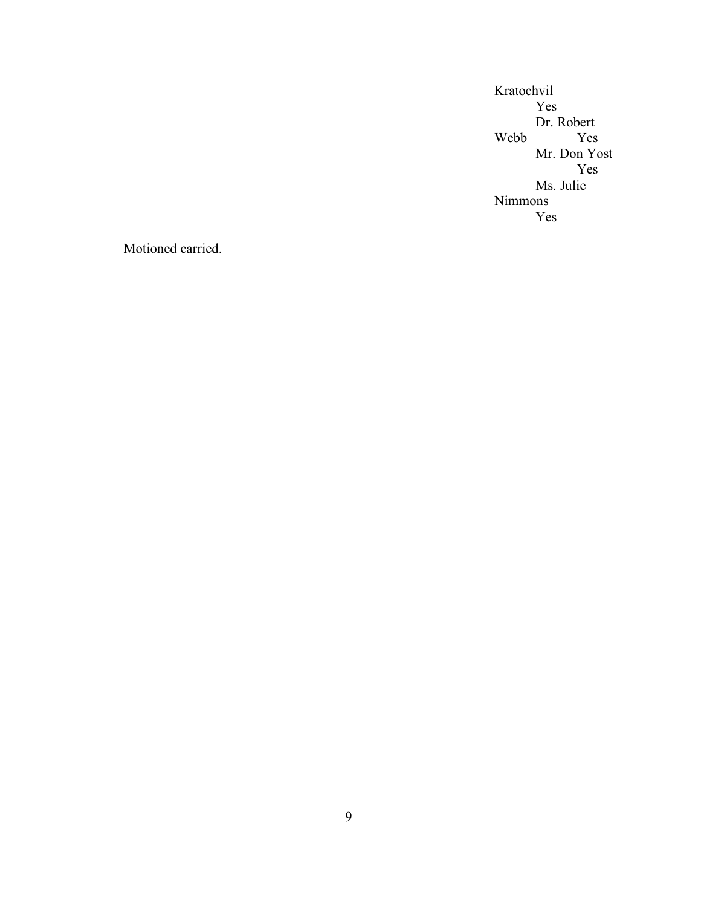Kratochvil Yes

Dr. Robert Webb Yes

Mr. Don Yost Yes

Ms. Julie Nimmons Yes

Motioned carried.